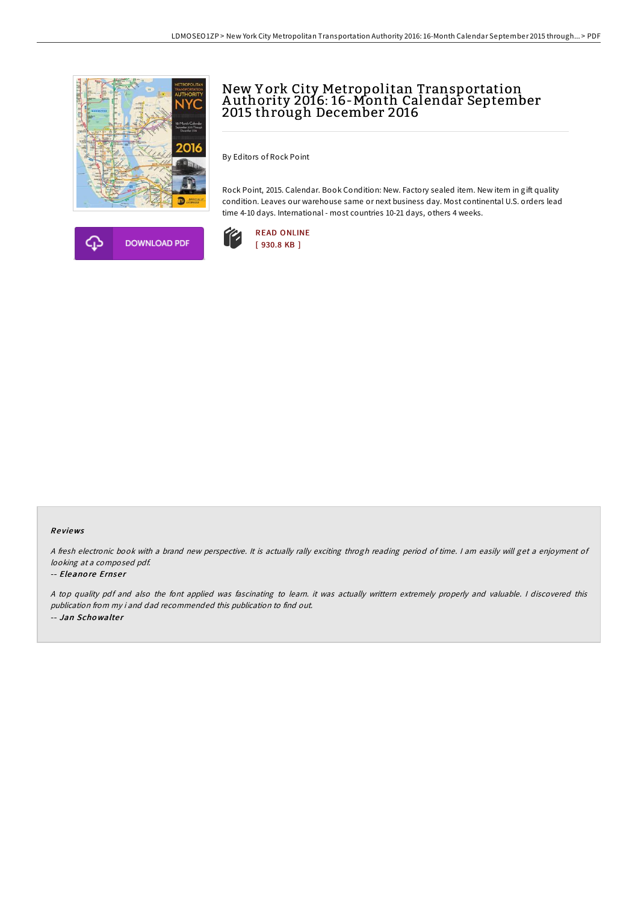# New York City Metropolitan Transportation Authority 2016: 16-Month Calendar September 2015 through December 2016

By Editors of Rock Point

Rock Point, 2015. Calendar. Book Condition: New. Factory sealed item. New item in gift quality condition. Leaves our warehouse same or next business day. Most continental U.S. orders lead time 4-10 days. International - most countries 10-21 days, others 4 weeks.

DOWNLOAD PDF

READ ONLINE
[ 930.8 KB ]

### Reviews

*A fresh electronic book with a brand new perspective. It is actually rally exciting throgh reading period of time. I am easily will get a enjoyment of looking at a composed pdf.*

-- *Eleanore Ernser*

*A top quality pdf and also the font applied was fascinating to learn. it was actually writtern extremely properly and valuable. I discovered this publication from my i and dad recommended this publication to find out.*

-- *Jan Schowalter*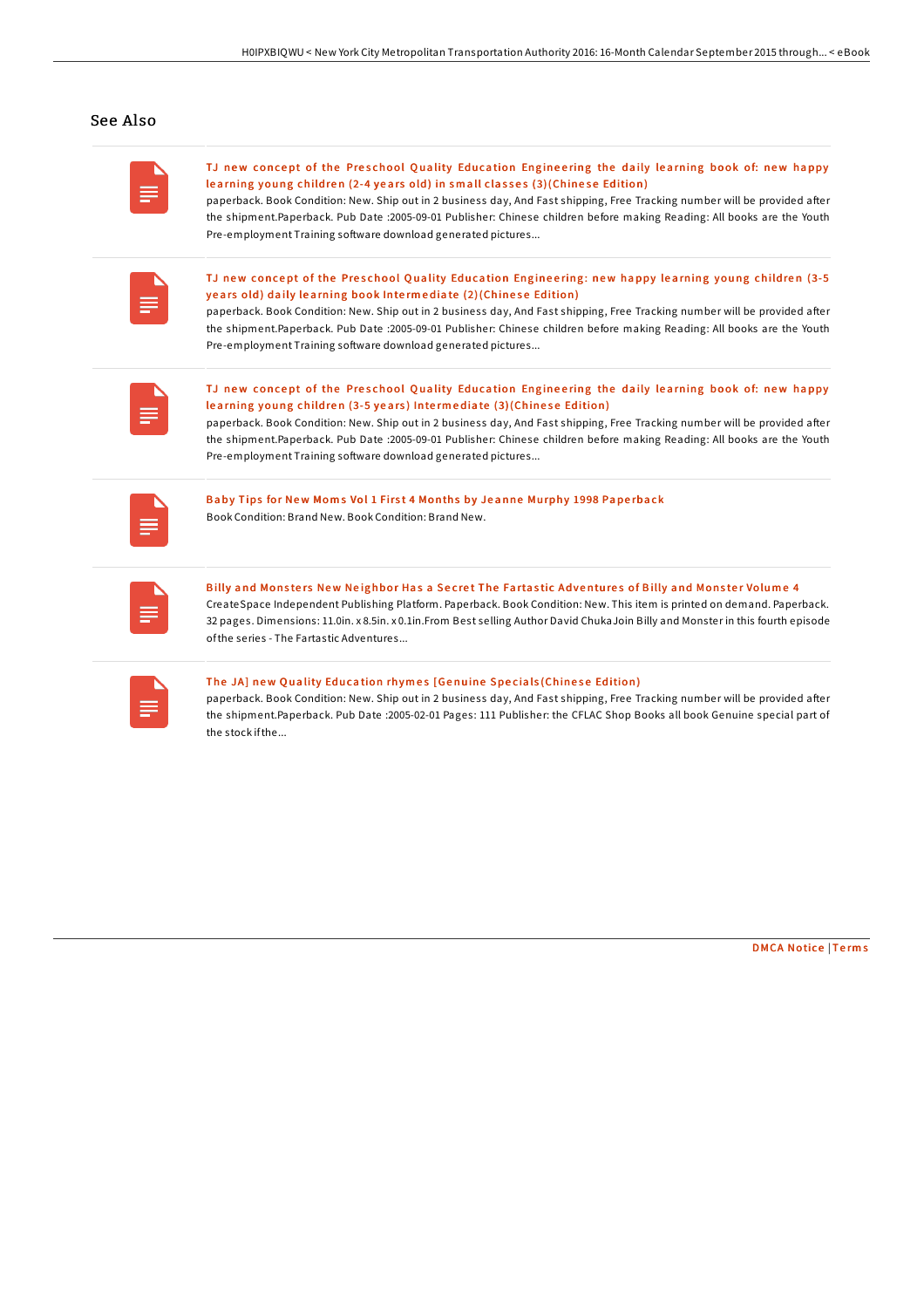## See Also

**TJ new concept of the Preschool Quality Education Engineering the daily learning book of: new happy learning young children (2-4 years old) in small classes (3)(Chinese Edition)**

paperback. Book Condition: New. Ship out in 2 business day, And Fast shipping, Free Tracking number will be provided after the shipment.Paperback. Pub Date :2005-09-01 Publisher: Chinese children before making Reading: All books are the Youth Pre-employment Training software download generated pictures...

**TJ new concept of the Preschool Quality Education Engineering: new happy learning young children (3-5 years old) daily learning book Intermediate (2)(Chinese Edition)**

paperback. Book Condition: New. Ship out in 2 business day, And Fast shipping, Free Tracking number will be provided after the shipment.Paperback. Pub Date :2005-09-01 Publisher: Chinese children before making Reading: All books are the Youth Pre-employment Training software download generated pictures...

**TJ new concept of the Preschool Quality Education Engineering the daily learning book of: new happy learning young children (3-5 years) Intermediate (3)(Chinese Edition)**

paperback. Book Condition: New. Ship out in 2 business day, And Fast shipping, Free Tracking number will be provided after the shipment.Paperback. Pub Date :2005-09-01 Publisher: Chinese children before making Reading: All books are the Youth Pre-employment Training software download generated pictures...

**Baby Tips for New Moms Vol 1 First 4 Months by Jeanne Murphy 1998 Paperback**

Book Condition: Brand New. Book Condition: Brand New.

**Billy and Monsters New Neighbor Has a Secret The Fartastic Adventures of Billy and Monster Volume 4**

CreateSpace Independent Publishing Platform. Paperback. Book Condition: New. This item is printed on demand. Paperback. 32 pages. Dimensions: 11.0in. x 8.5in. x 0.1in.From Best selling Author David Chuka Join Billy and Monster in this fourth episode of the series - The Fartastic Adventures...

**The JA] new Quality Education rhymes [Genuine Specials(Chinese Edition)**

paperback. Book Condition: New. Ship out in 2 business day, And Fast shipping, Free Tracking number will be provided after the shipment.Paperback. Pub Date :2005-02-01 Pages: 111 Publisher: the CFLAC Shop Books all book Genuine special part of the stock if the...

DMCA Notice | Terms